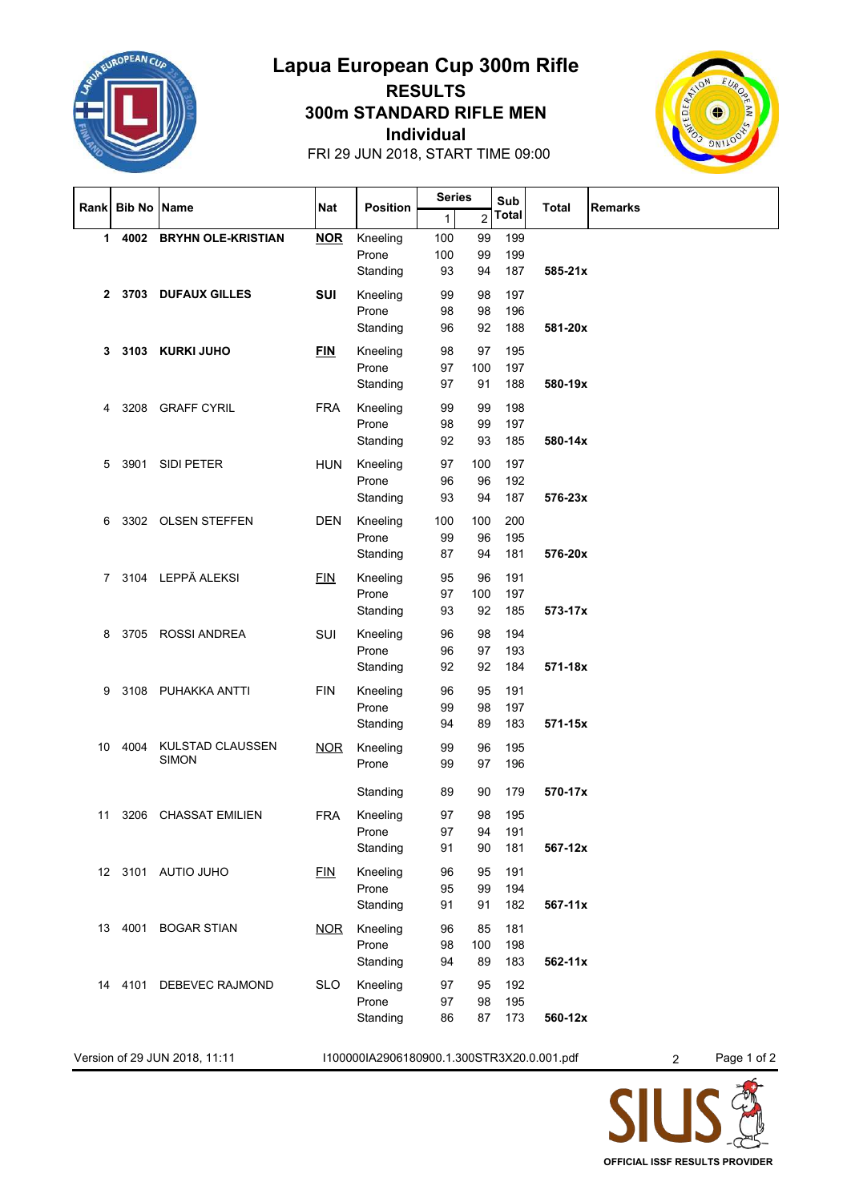# Lapua European Cup 300m Rifle

## RESULTS

## 300m STANDARD RIFLE MEN

## Individual

FRI 29 JUN 2018, START TIME 09:00

| Rank | Bib No | Name | Nat | Position | Series 1 | Series 2 | Sub Total | Total | Remarks |
|---|---|---|---|---|---|---|---|---|---|
| **1** | **4002** | **BRYHN OLE-KRISTIAN** | **NOR** | Kneeling | 100 | 99 | 199 | | |
| | | | | Prone | 100 | 99 | 199 | | |
| | | | | Standing | 93 | 94 | 187 | **585-21x** | |
| **2** | **3703** | **DUFAUX GILLES** | **SUI** | Kneeling | 99 | 98 | 197 | | |
| | | | | Prone | 98 | 98 | 196 | | |
| | | | | Standing | 96 | 92 | 188 | **581-20x** | |
| **3** | **3103** | **KURKI JUHO** | **FIN** | Kneeling | 98 | 97 | 195 | | |
| | | | | Prone | 97 | 100 | 197 | | |
| | | | | Standing | 97 | 91 | 188 | **580-19x** | |
| 4 | 3208 | GRAFF CYRIL | FRA | Kneeling | 99 | 99 | 198 | | |
| | | | | Prone | 98 | 99 | 197 | | |
| | | | | Standing | 92 | 93 | 185 | **580-14x** | |
| 5 | 3901 | SIDI PETER | HUN | Kneeling | 97 | 100 | 197 | | |
| | | | | Prone | 96 | 96 | 192 | | |
| | | | | Standing | 93 | 94 | 187 | **576-23x** | |
| 6 | 3302 | OLSEN STEFFEN | DEN | Kneeling | 100 | 100 | 200 | | |
| | | | | Prone | 99 | 96 | 195 | | |
| | | | | Standing | 87 | 94 | 181 | **576-20x** | |
| 7 | 3104 | LEPPÄ ALEKSI | FIN | Kneeling | 95 | 96 | 191 | | |
| | | | | Prone | 97 | 100 | 197 | | |
| | | | | Standing | 93 | 92 | 185 | **573-17x** | |
| 8 | 3705 | ROSSI ANDREA | SUI | Kneeling | 96 | 98 | 194 | | |
| | | | | Prone | 96 | 97 | 193 | | |
| | | | | Standing | 92 | 92 | 184 | **571-18x** | |
| 9 | 3108 | PUHAKKA ANTTI | FIN | Kneeling | 96 | 95 | 191 | | |
| | | | | Prone | 99 | 98 | 197 | | |
| | | | | Standing | 94 | 89 | 183 | **571-15x** | |
| 10 | 4004 | KULSTAD CLAUSSEN SIMON | NOR | Kneeling | 99 | 96 | 195 | | |
| | | | | Prone | 99 | 97 | 196 | | |
| | | | | Standing | 89 | 90 | 179 | **570-17x** | |
| 11 | 3206 | CHASSAT EMILIEN | FRA | Kneeling | 97 | 98 | 195 | | |
| | | | | Prone | 97 | 94 | 191 | | |
| | | | | Standing | 91 | 90 | 181 | **567-12x** | |
| 12 | 3101 | AUTIO JUHO | FIN | Kneeling | 96 | 95 | 191 | | |
| | | | | Prone | 95 | 99 | 194 | | |
| | | | | Standing | 91 | 91 | 182 | **567-11x** | |
| 13 | 4001 | BOGAR STIAN | NOR | Kneeling | 96 | 85 | 181 | | |
| | | | | Prone | 98 | 100 | 198 | | |
| | | | | Standing | 94 | 89 | 183 | **562-11x** | |
| 14 | 4101 | DEBEVEC RAJMOND | SLO | Kneeling | 97 | 95 | 192 | | |
| | | | | Prone | 97 | 98 | 195 | | |
| | | | | Standing | 86 | 87 | 173 | **560-12x** | |

Version of 29 JUN 2018, 11:11 I100000IA2906180900.1.300STR3X20.0.001.pdf

OFFICIAL ISSF RESULTS PROVIDER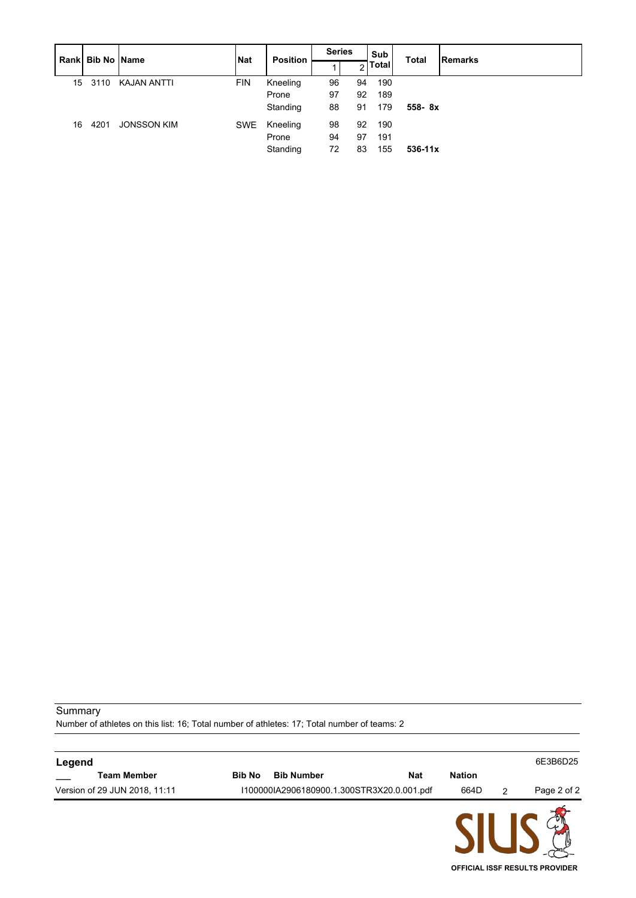| Rank | Bib No | Name | Nat | Position | Series | | Sub Total | Total | Remarks |
|---|---|---|---|---|---|---|---|---|---|
| | | | | | 1 | 2 | | | |
| 15 | 3110 | KAJAN ANTTI | FIN | Kneeling | 96 | 94 | 190 | | |
| | | | | Prone | 97 | 92 | 189 | | |
| | | | | Standing | 88 | 91 | 179 | **558- 8x** | |
| 16 | 4201 | JONSSON KIM | SWE | Kneeling | 98 | 92 | 190 | | |
| | | | | Prone | 94 | 97 | 191 | | |
| | | | | Standing | 72 | 83 | 155 | **536-11x** | |

Summary

Number of athletes on this list: 16; Total number of athletes: 17; Total number of teams: 2

**Legend** 6E3B6D25

| ___ | Team Member | Bib No | Bib Number | Nat | Nation |
|---|---|---|---|---|---|

Version of 29 JUN 2018, 11:11 I100000IA2906180900.1.300STR3X20.0.001.pdf 664D 2

SIUS

OFFICIAL ISSF RESULTS PROVIDER